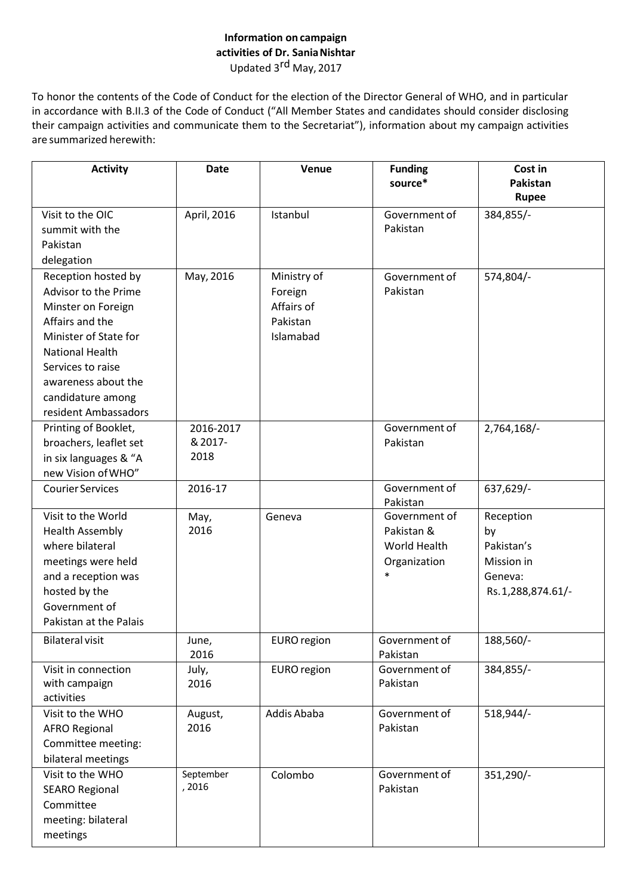**Information on campaign activities of Dr. Sania Nishtar**
Updated 3rd May, 2017

To honor the contents of the Code of Conduct for the election of the Director General of WHO, and in particular in accordance with B.II.3 of the Code of Conduct ("All Member States and candidates should consider disclosing their campaign activities and communicate them to the Secretariat"), information about my campaign activities are summarized herewith:

| Activity | Date | Venue | Funding source* | Cost in Pakistan Rupee |
|---|---|---|---|---|
| Visit to the OIC summit with the Pakistan delegation | April, 2016 | Istanbul | Government of Pakistan | 384,855/- |
| Reception hosted by Advisor to the Prime Minster on Foreign Affairs and the Minister of State for National Health Services to raise awareness about the candidature among resident Ambassadors | May, 2016 | Ministry of Foreign Affairs of Pakistan Islamabad | Government of Pakistan | 574,804/- |
| Printing of Booklet, broachers, leaflet set in six languages & "A new Vision of WHO" | 2016-2017 & 2017-2018 | | Government of Pakistan | 2,764,168/- |
| Courier Services | 2016-17 | | Government of Pakistan | 637,629/- |
| Visit to the World Health Assembly where bilateral meetings were held and a reception was hosted by the Government of Pakistan at the Palais | May, 2016 | Geneva | Government of Pakistan & World Health Organization * | Reception by Pakistan's Mission in Geneva: Rs. 1,288,874.61/- |
| Bilateral visit | June, 2016 | EURO region | Government of Pakistan | 188,560/- |
| Visit in connection with campaign activities | July, 2016 | EURO region | Government of Pakistan | 384,855/- |
| Visit to the WHO AFRO Regional Committee meeting: bilateral meetings | August, 2016 | Addis Ababa | Government of Pakistan | 518,944/- |
| Visit to the WHO SEARO Regional Committee meeting: bilateral meetings | September, 2016 | Colombo | Government of Pakistan | 351,290/- |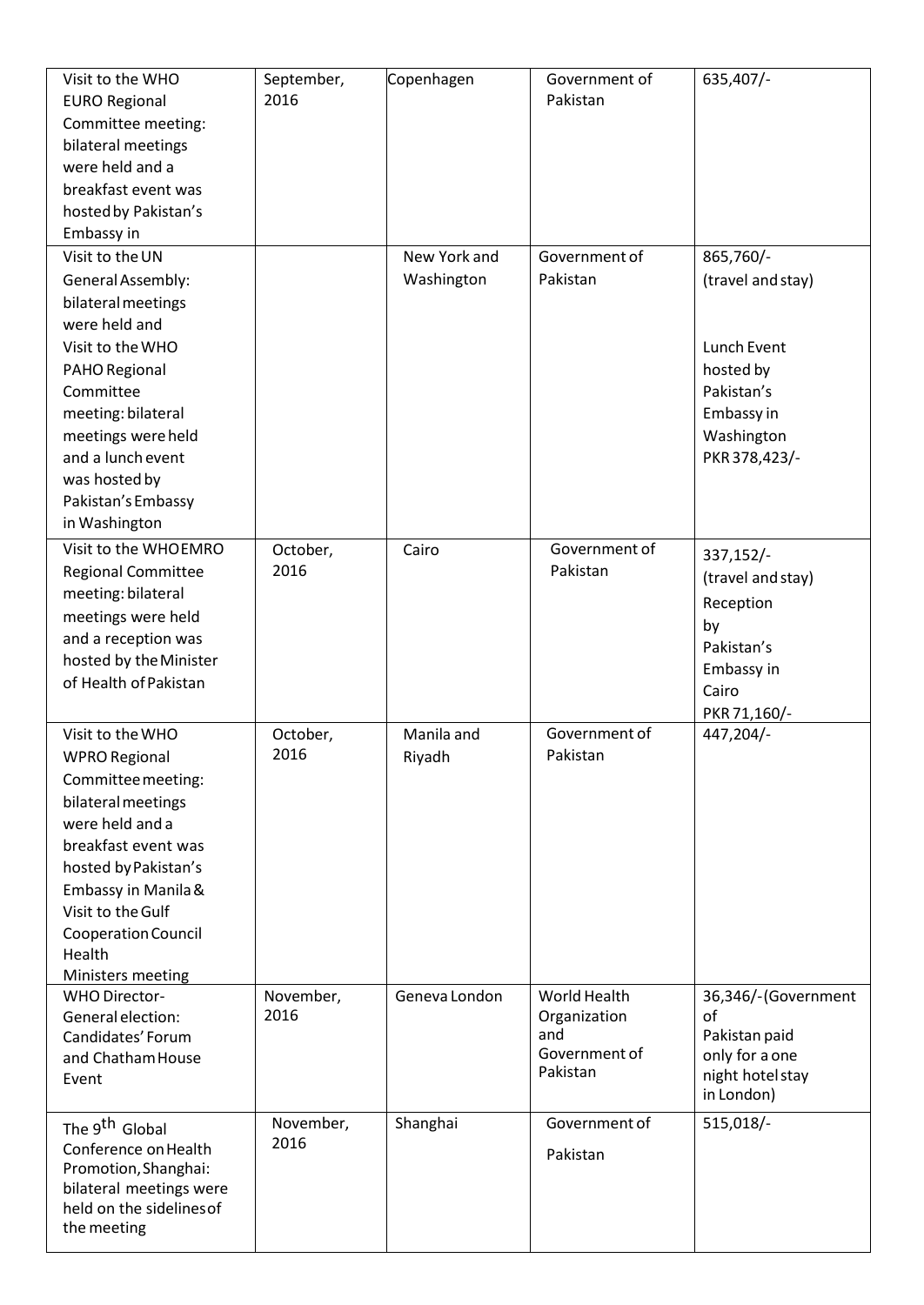| Visit to the WHO EURO Regional Committee meeting: bilateral meetings were held and a breakfast event was hosted by Pakistan's Embassy in | September, 2016 | Copenhagen | Government of Pakistan | 635,407/- |
|---|---|---|---|---|
| Visit to the UN General Assembly: bilateral meetings were held and Visit to the WHO PAHO Regional Committee meeting: bilateral meetings were held and a lunch event was hosted by Pakistan's Embassy in Washington | | New York and Washington | Government of Pakistan | 865,760/- (travel and stay) Lunch Event hosted by Pakistan's Embassy in Washington PKR 378,423/- |
| Visit to the WHO EMRO Regional Committee meeting: bilateral meetings were held and a reception was hosted by the Minister of Health of Pakistan | October, 2016 | Cairo | Government of Pakistan | 337,152/- (travel and stay) Reception by Pakistan's Embassy in Cairo PKR 71,160/- |
| Visit to the WHO WPRO Regional Committee meeting: bilateral meetings were held and a breakfast event was hosted by Pakistan's Embassy in Manila & Visit to the Gulf Cooperation Council Health Ministers meeting | October, 2016 | Manila and Riyadh | Government of Pakistan | 447,204/- |
| WHO Director-General election: Candidates' Forum and Chatham House Event | November, 2016 | Geneva London | World Health Organization and Government of Pakistan | 36,346/-(Government of Pakistan paid only for a one night hotel stay in London) |
| The 9th Global Conference on Health Promotion, Shanghai: bilateral meetings were held on the sidelines of the meeting | November, 2016 | Shanghai | Government of Pakistan | 515,018/- |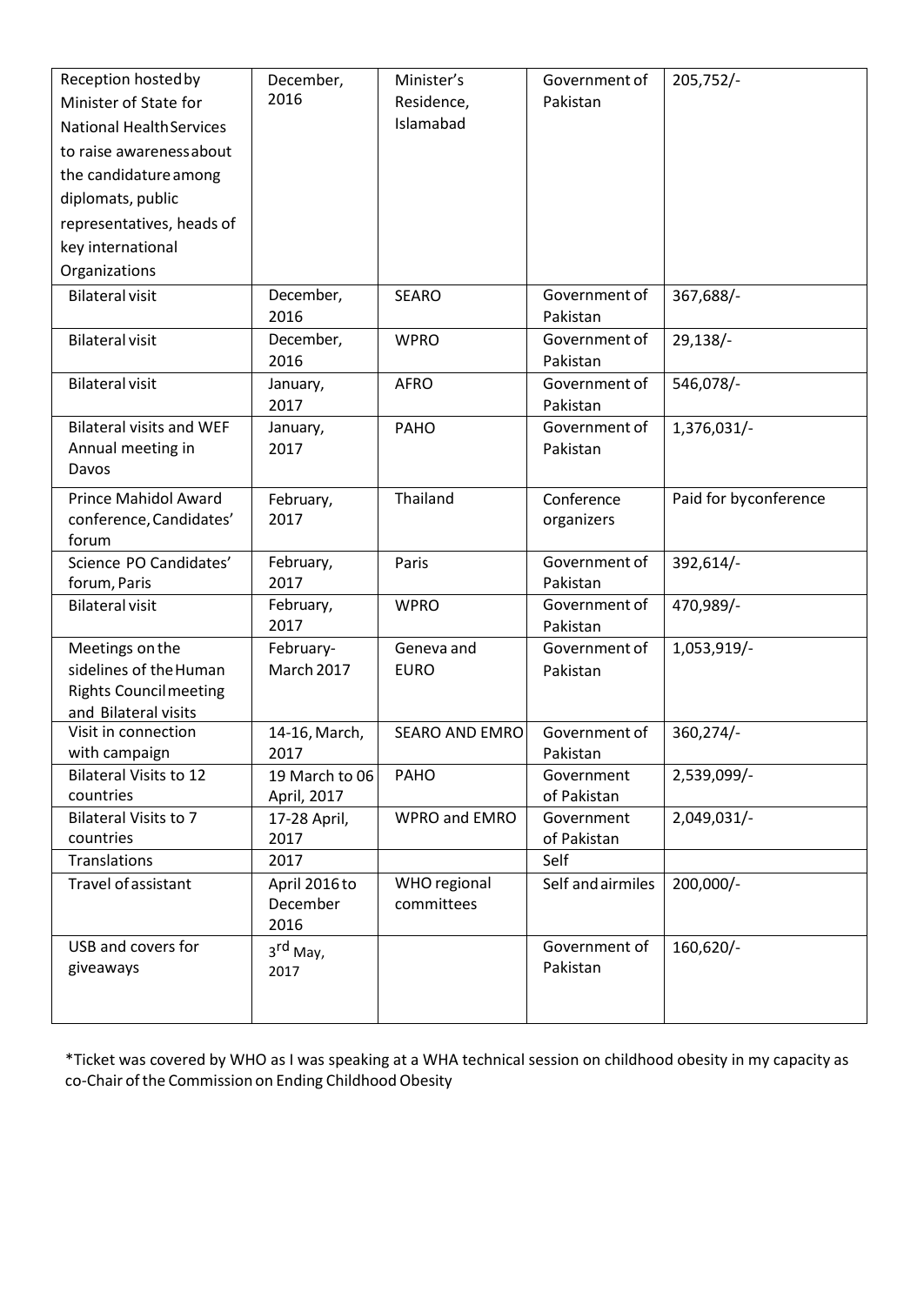| Reception hosted by Minister of State for National Health Services to raise awareness about the candidature among diplomats, public representatives, heads of key international Organizations | December, 2016 | Minister's Residence, Islamabad | Government of Pakistan | 205,752/- |
|---|---|---|---|---|
| Bilateral visit | December, 2016 | SEARO | Government of Pakistan | 367,688/- |
| Bilateral visit | December, 2016 | WPRO | Government of Pakistan | 29,138/- |
| Bilateral visit | January, 2017 | AFRO | Government of Pakistan | 546,078/- |
| Bilateral visits and WEF Annual meeting in Davos | January, 2017 | PAHO | Government of Pakistan | 1,376,031/- |
| Prince Mahidol Award conference, Candidates' forum | February, 2017 | Thailand | Conference organizers | Paid for by conference |
| Science PO Candidates' forum, Paris | February, 2017 | Paris | Government of Pakistan | 392,614/- |
| Bilateral visit | February, 2017 | WPRO | Government of Pakistan | 470,989/- |
| Meetings on the sidelines of the Human Rights Council meeting and Bilateral visits | February-March 2017 | Geneva and EURO | Government of Pakistan | 1,053,919/- |
| Visit in connection with campaign | 14-16, March, 2017 | SEARO AND EMRO | Government of Pakistan | 360,274/- |
| Bilateral Visits to 12 countries | 19 March to 06 April, 2017 | PAHO | Government of Pakistan | 2,539,099/- |
| Bilateral Visits to 7 countries | 17-28 April, 2017 | WPRO and EMRO | Government of Pakistan | 2,049,031/- |
| Translations | 2017 | | Self | |
| Travel of assistant | April 2016 to December 2016 | WHO regional committees | Self and airmiles | 200,000/- |
| USB and covers for giveaways | 3rd May, 2017 | | Government of Pakistan | 160,620/- |

*Ticket was covered by WHO as I was speaking at a WHA technical session on childhood obesity in my capacity as co-Chair of the Commission on Ending Childhood Obesity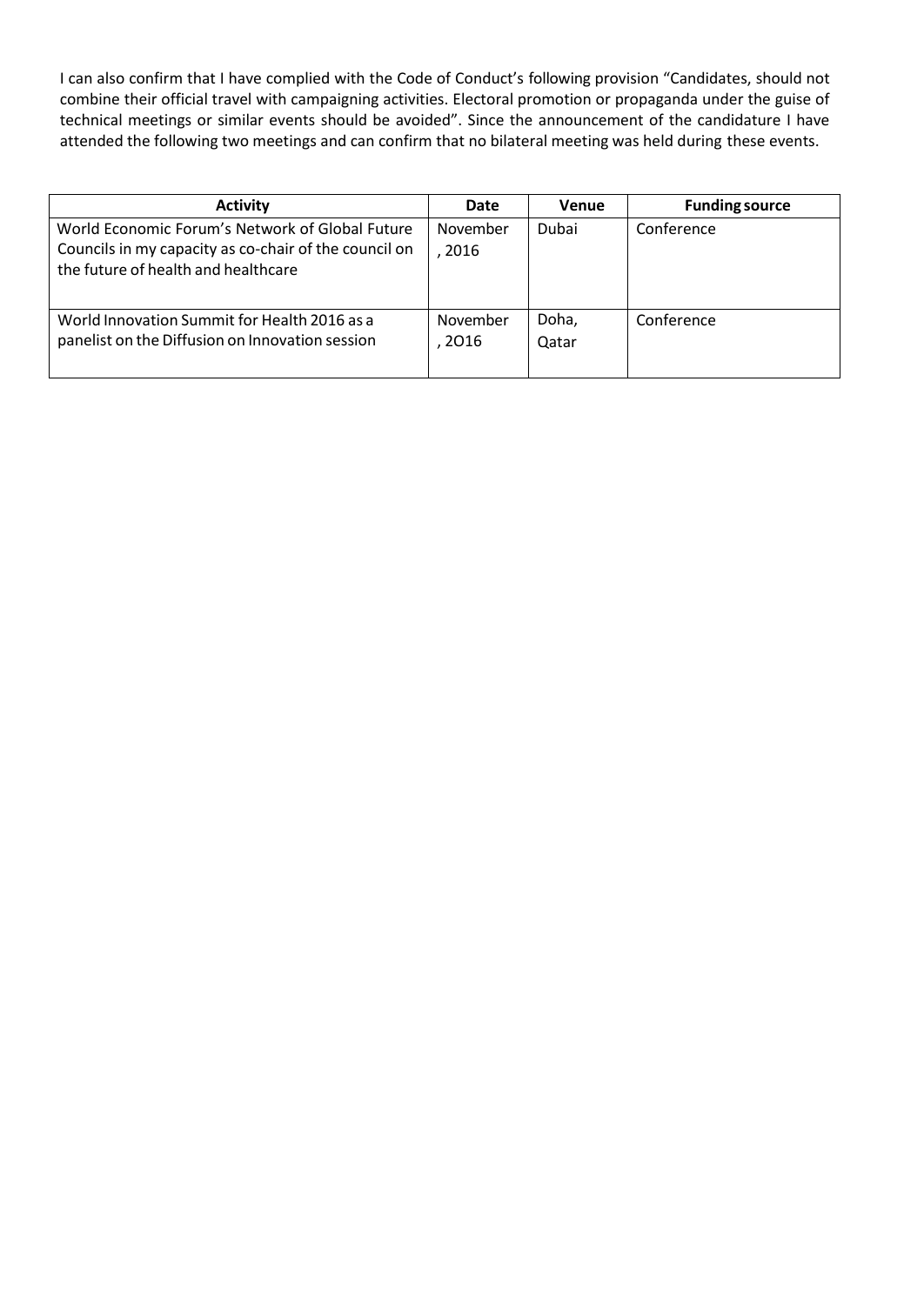I can also confirm that I have complied with the Code of Conduct's following provision "Candidates, should not combine their official travel with campaigning activities. Electoral promotion or propaganda under the guise of technical meetings or similar events should be avoided". Since the announcement of the candidature I have attended the following two meetings and can confirm that no bilateral meeting was held during these events.

| Activity | Date | Venue | Funding source |
|---|---|---|---|
| World Economic Forum's Network of Global Future Councils in my capacity as co-chair of the council on the future of health and healthcare | November , 2016 | Dubai | Conference |
| World Innovation Summit for Health 2016 as a panelist on the Diffusion on Innovation session | November , 2O16 | Doha, Qatar | Conference |